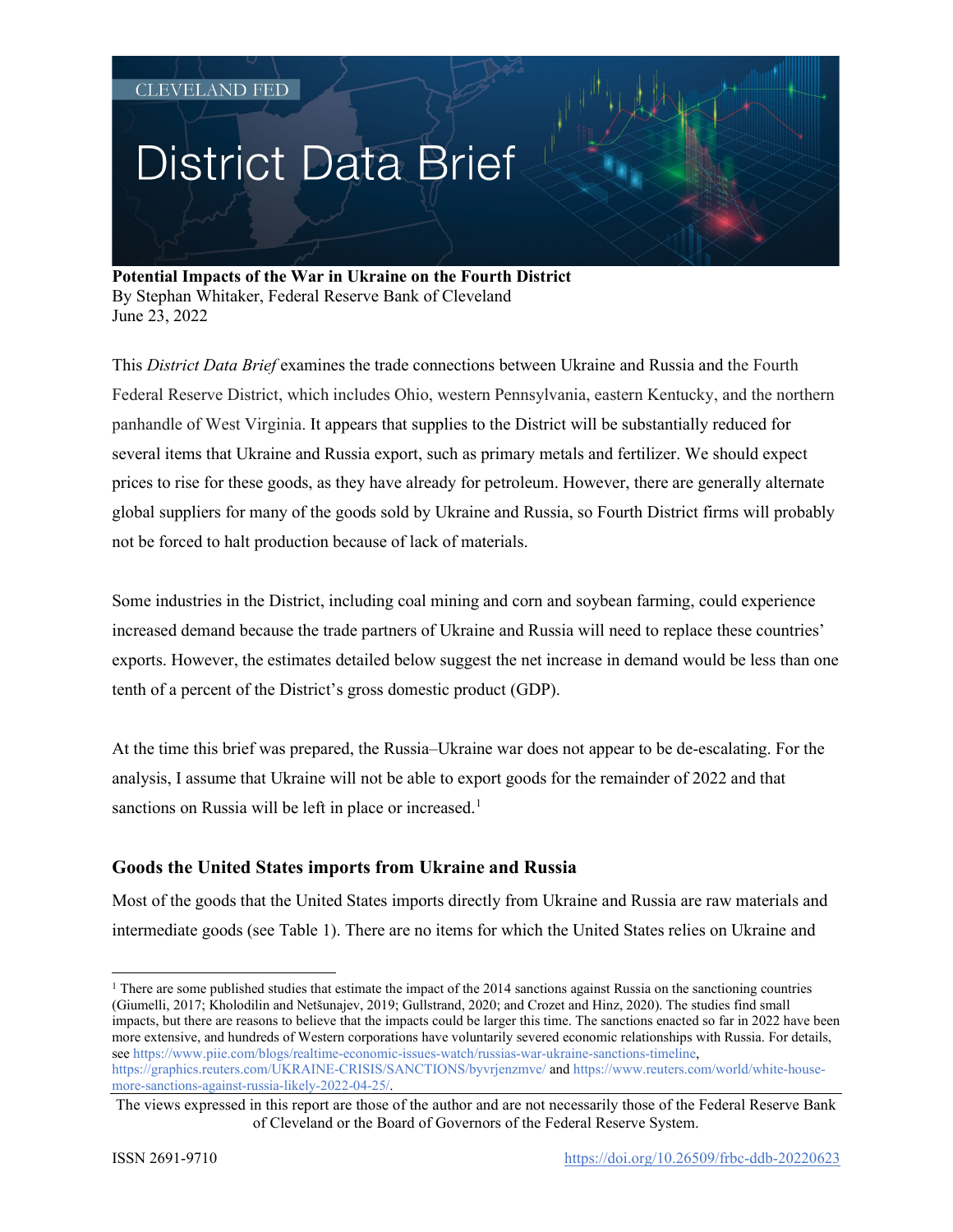CLEVELAND FED

# District Data Brief

**Potential Impacts of the War in Ukraine on the Fourth District**
By Stephan Whitaker, Federal Reserve Bank of Cleveland
June 23, 2022

This *District Data Brief* examines the trade connections between Ukraine and Russia and the Fourth Federal Reserve District, which includes Ohio, western Pennsylvania, eastern Kentucky, and the northern panhandle of West Virginia. It appears that supplies to the District will be substantially reduced for several items that Ukraine and Russia export, such as primary metals and fertilizer. We should expect prices to rise for these goods, as they have already for petroleum. However, there are generally alternate global suppliers for many of the goods sold by Ukraine and Russia, so Fourth District firms will probably not be forced to halt production because of lack of materials.

Some industries in the District, including coal mining and corn and soybean farming, could experience increased demand because the trade partners of Ukraine and Russia will need to replace these countries' exports. However, the estimates detailed below suggest the net increase in demand would be less than one tenth of a percent of the District's gross domestic product (GDP).

At the time this brief was prepared, the Russia–Ukraine war does not appear to be de-escalating. For the analysis, I assume that Ukraine will not be able to export goods for the remainder of 2022 and that sanctions on Russia will be left in place or increased.[1]

## Goods the United States imports from Ukraine and Russia

Most of the goods that the United States imports directly from Ukraine and Russia are raw materials and intermediate goods (see Table 1). There are no items for which the United States relies on Ukraine and

---

[1] There are some published studies that estimate the impact of the 2014 sanctions against Russia on the sanctioning countries (Giumelli, 2017; Kholodilin and Netšunajev, 2019; Gullstrand, 2020; and Crozet and Hinz, 2020). The studies find small impacts, but there are reasons to believe that the impacts could be larger this time. The sanctions enacted so far in 2022 have been more extensive, and hundreds of Western corporations have voluntarily severed economic relationships with Russia. For details, see https://www.piie.com/blogs/realtime-economic-issues-watch/russias-war-ukraine-sanctions-timeline, https://graphics.reuters.com/UKRAINE-CRISIS/SANCTIONS/byvrjenzmve/ and https://www.reuters.com/world/white-house-more-sanctions-against-russia-likely-2022-04-25/.

The views expressed in this report are those of the author and are not necessarily those of the Federal Reserve Bank of Cleveland or the Board of Governors of the Federal Reserve System.

ISSN 2691-9710 https://doi.org/10.26509/frbc-ddb-20220623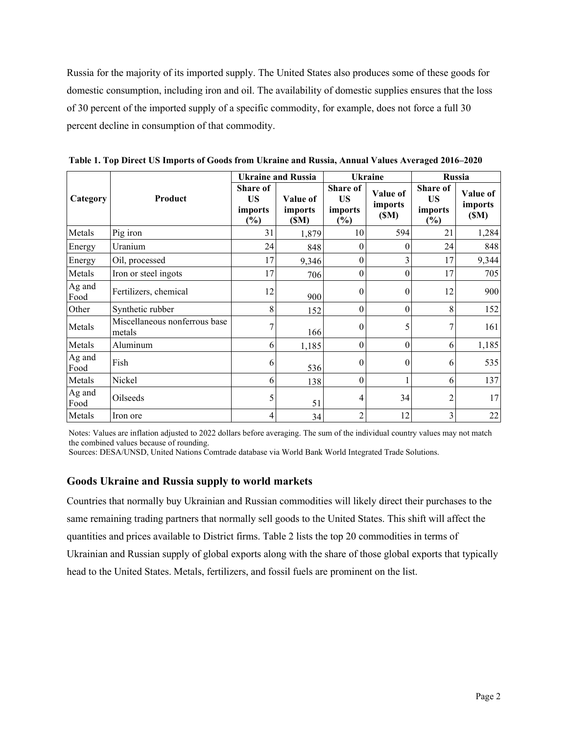Russia for the majority of its imported supply. The United States also produces some of these goods for domestic consumption, including iron and oil. The availability of domestic supplies ensures that the loss of 30 percent of the imported supply of a specific commodity, for example, does not force a full 30 percent decline in consumption of that commodity.

**Table 1. Top Direct US Imports of Goods from Ukraine and Russia, Annual Values Averaged 2016–2020**

| Category | Product | Ukraine and Russia | | Ukraine | | Russia | |
|---|---|---|---|---|---|---|---|
| | | Share of US imports (%) | Value of imports ($M) | Share of US imports (%) | Value of imports ($M) | Share of US imports (%) | Value of imports ($M) |
| Metals | Pig iron | 31 | 1,879 | 10 | 594 | 21 | 1,284 |
| Energy | Uranium | 24 | 848 | 0 | 0 | 24 | 848 |
| Energy | Oil, processed | 17 | 9,346 | 0 | 3 | 17 | 9,344 |
| Metals | Iron or steel ingots | 17 | 706 | 0 | 0 | 17 | 705 |
| Ag and Food | Fertilizers, chemical | 12 | 900 | 0 | 0 | 12 | 900 |
| Other | Synthetic rubber | 8 | 152 | 0 | 0 | 8 | 152 |
| Metals | Miscellaneous nonferrous base metals | 7 | 166 | 0 | 5 | 7 | 161 |
| Metals | Aluminum | 6 | 1,185 | 0 | 0 | 6 | 1,185 |
| Ag and Food | Fish | 6 | 536 | 0 | 0 | 6 | 535 |
| Metals | Nickel | 6 | 138 | 0 | 1 | 6 | 137 |
| Ag and Food | Oilseeds | 5 | 51 | 4 | 34 | 2 | 17 |
| Metals | Iron ore | 4 | 34 | 2 | 12 | 3 | 22 |

Notes: Values are inflation adjusted to 2022 dollars before averaging. The sum of the individual country values may not match the combined values because of rounding.
Sources: DESA/UNSD, United Nations Comtrade database via World Bank World Integrated Trade Solutions.

### Goods Ukraine and Russia supply to world markets

Countries that normally buy Ukrainian and Russian commodities will likely direct their purchases to the same remaining trading partners that normally sell goods to the United States. This shift will affect the quantities and prices available to District firms. Table 2 lists the top 20 commodities in terms of Ukrainian and Russian supply of global exports along with the share of those global exports that typically head to the United States. Metals, fertilizers, and fossil fuels are prominent on the list.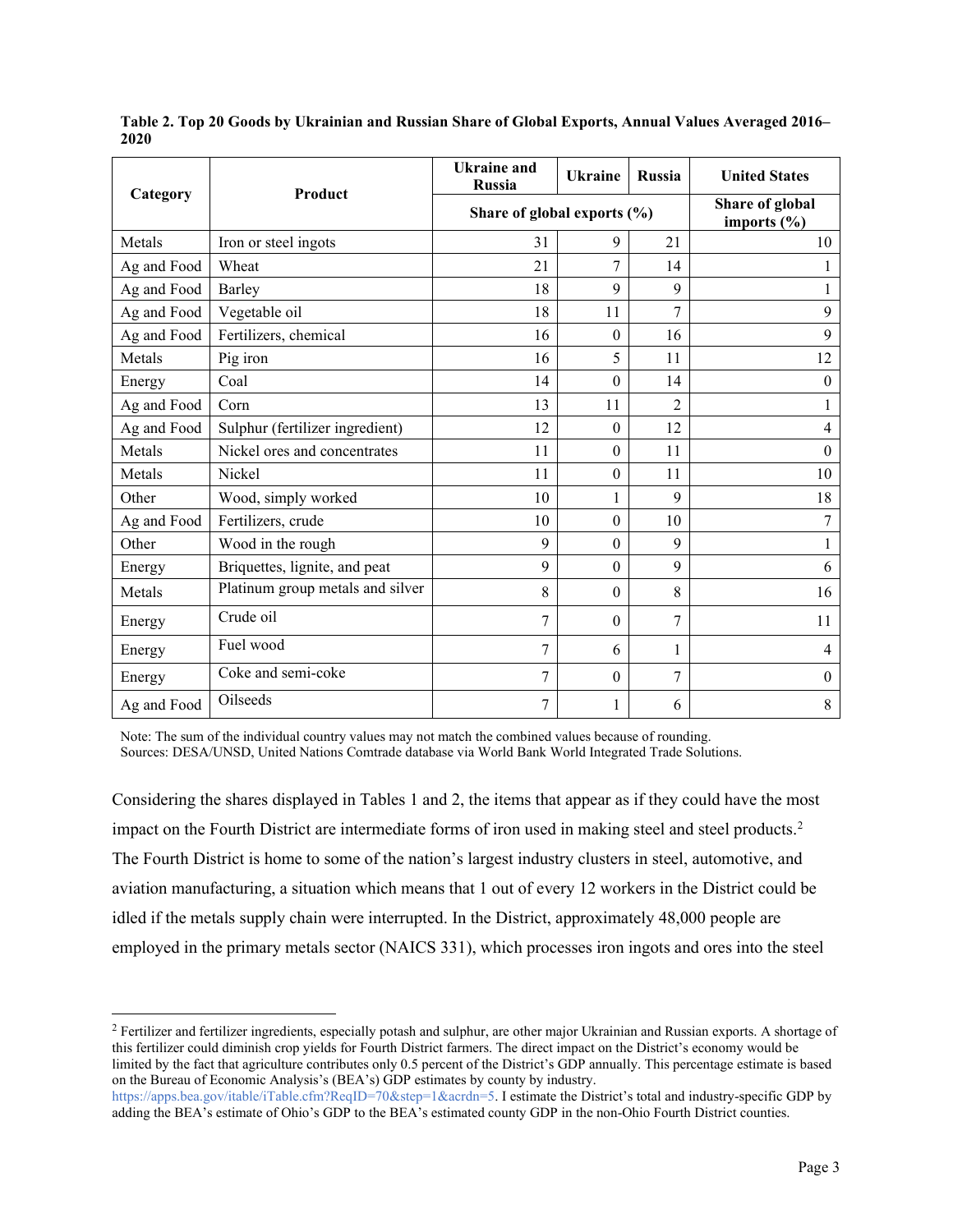**Table 2. Top 20 Goods by Ukrainian and Russian Share of Global Exports, Annual Values Averaged 2016–2020**

| Category | Product | Ukraine and Russia | Ukraine | Russia | United States |
|---|---|---|---|---|---|
| | | Share of global exports (%) | | | Share of global imports (%) |
| Metals | Iron or steel ingots | 31 | 9 | 21 | 10 |
| Ag and Food | Wheat | 21 | 7 | 14 | 1 |
| Ag and Food | Barley | 18 | 9 | 9 | 1 |
| Ag and Food | Vegetable oil | 18 | 11 | 7 | 9 |
| Ag and Food | Fertilizers, chemical | 16 | 0 | 16 | 9 |
| Metals | Pig iron | 16 | 5 | 11 | 12 |
| Energy | Coal | 14 | 0 | 14 | 0 |
| Ag and Food | Corn | 13 | 11 | 2 | 1 |
| Ag and Food | Sulphur (fertilizer ingredient) | 12 | 0 | 12 | 4 |
| Metals | Nickel ores and concentrates | 11 | 0 | 11 | 0 |
| Metals | Nickel | 11 | 0 | 11 | 10 |
| Other | Wood, simply worked | 10 | 1 | 9 | 18 |
| Ag and Food | Fertilizers, crude | 10 | 0 | 10 | 7 |
| Other | Wood in the rough | 9 | 0 | 9 | 1 |
| Energy | Briquettes, lignite, and peat | 9 | 0 | 9 | 6 |
| Metals | Platinum group metals and silver | 8 | 0 | 8 | 16 |
| Energy | Crude oil | 7 | 0 | 7 | 11 |
| Energy | Fuel wood | 7 | 6 | 1 | 4 |
| Energy | Coke and semi-coke | 7 | 0 | 7 | 0 |
| Ag and Food | Oilseeds | 7 | 1 | 6 | 8 |

Note: The sum of the individual country values may not match the combined values because of rounding.
Sources: DESA/UNSD, United Nations Comtrade database via World Bank World Integrated Trade Solutions.

Considering the shares displayed in Tables 1 and 2, the items that appear as if they could have the most impact on the Fourth District are intermediate forms of iron used in making steel and steel products.[2] The Fourth District is home to some of the nation's largest industry clusters in steel, automotive, and aviation manufacturing, a situation which means that 1 out of every 12 workers in the District could be idled if the metals supply chain were interrupted. In the District, approximately 48,000 people are employed in the primary metals sector (NAICS 331), which processes iron ingots and ores into the steel

[2] Fertilizer and fertilizer ingredients, especially potash and sulphur, are other major Ukrainian and Russian exports. A shortage of this fertilizer could diminish crop yields for Fourth District farmers. The direct impact on the District's economy would be limited by the fact that agriculture contributes only 0.5 percent of the District's GDP annually. This percentage estimate is based on the Bureau of Economic Analysis's (BEA's) GDP estimates by county by industry. https://apps.bea.gov/itable/iTable.cfm?ReqID=70&step=1&acrdn=5. I estimate the District's total and industry-specific GDP by adding the BEA's estimate of Ohio's GDP to the BEA's estimated county GDP in the non-Ohio Fourth District counties.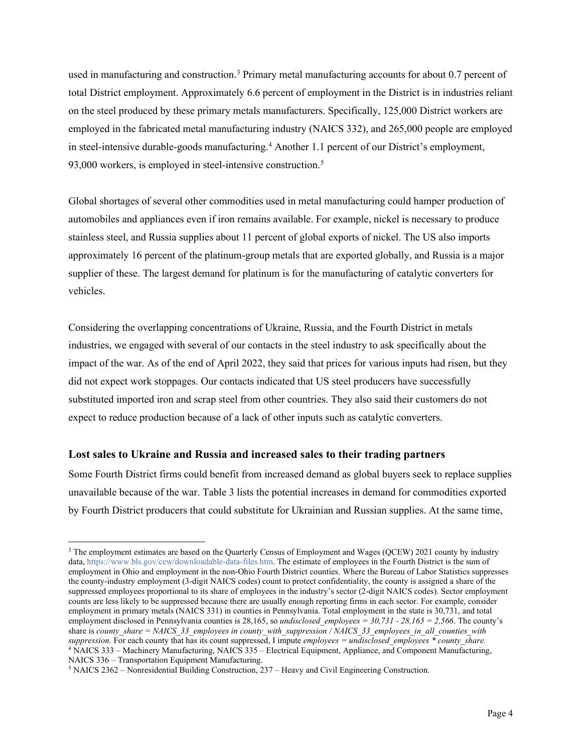used in manufacturing and construction.[3] Primary metal manufacturing accounts for about 0.7 percent of total District employment. Approximately 6.6 percent of employment in the District is in industries reliant on the steel produced by these primary metals manufacturers. Specifically, 125,000 District workers are employed in the fabricated metal manufacturing industry (NAICS 332), and 265,000 people are employed in steel-intensive durable-goods manufacturing.[4] Another 1.1 percent of our District's employment, 93,000 workers, is employed in steel-intensive construction.[5]

Global shortages of several other commodities used in metal manufacturing could hamper production of automobiles and appliances even if iron remains available. For example, nickel is necessary to produce stainless steel, and Russia supplies about 11 percent of global exports of nickel. The US also imports approximately 16 percent of the platinum-group metals that are exported globally, and Russia is a major supplier of these. The largest demand for platinum is for the manufacturing of catalytic converters for vehicles.

Considering the overlapping concentrations of Ukraine, Russia, and the Fourth District in metals industries, we engaged with several of our contacts in the steel industry to ask specifically about the impact of the war. As of the end of April 2022, they said that prices for various inputs had risen, but they did not expect work stoppages. Our contacts indicated that US steel producers have successfully substituted imported iron and scrap steel from other countries. They also said their customers do not expect to reduce production because of a lack of other inputs such as catalytic converters.

### Lost sales to Ukraine and Russia and increased sales to their trading partners

Some Fourth District firms could benefit from increased demand as global buyers seek to replace supplies unavailable because of the war. Table 3 lists the potential increases in demand for commodities exported by Fourth District producers that could substitute for Ukrainian and Russian supplies. At the same time,

---

[3] The employment estimates are based on the Quarterly Census of Employment and Wages (QCEW) 2021 county by industry data, https://www.bls.gov/cew/downloadable-data-files.htm. The estimate of employees in the Fourth District is the sum of employment in Ohio and employment in the non-Ohio Fourth District counties. Where the Bureau of Labor Statistics suppresses the county-industry employment (3-digit NAICS codes) count to protect confidentiality, the county is assigned a share of the suppressed employees proportional to its share of employees in the industry's sector (2-digit NAICS codes). Sector employment counts are less likely to be suppressed because there are usually enough reporting firms in each sector. For example, consider employment in primary metals (NAICS 331) in counties in Pennsylvania. Total employment in the state is 30,731, and total employment disclosed in Pennsylvania counties is 28,165, so *undisclosed_employees = 30,731 - 28,165 = 2,566*. The county's share is *county_share = NAICS_33_employees in county_with_suppression / NAICS_33_employees_in_all_counties_with suppression.* For each county that has its count suppressed, I impute *employees = undisclosed_employees * county_share.*

[4] NAICS 333 – Machinery Manufacturing, NAICS 335 – Electrical Equipment, Appliance, and Component Manufacturing, NAICS 336 – Transportation Equipment Manufacturing.

[5] NAICS 2362 – Nonresidential Building Construction, 237 – Heavy and Civil Engineering Construction.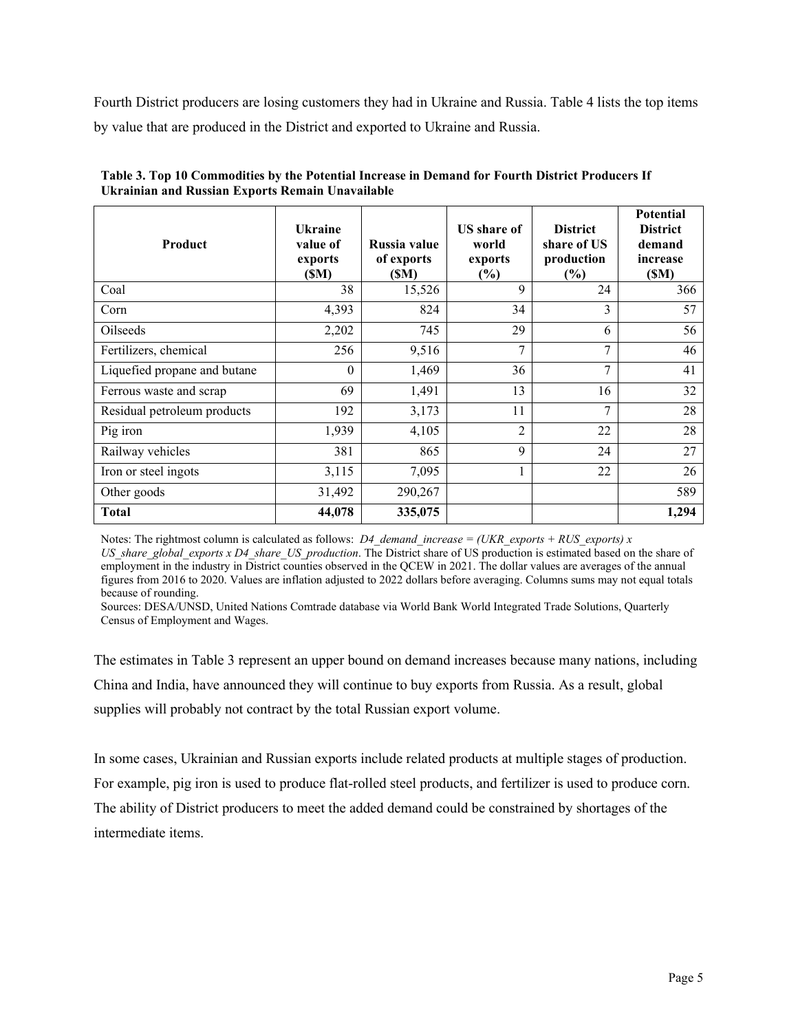Fourth District producers are losing customers they had in Ukraine and Russia. Table 4 lists the top items by value that are produced in the District and exported to Ukraine and Russia.

**Table 3. Top 10 Commodities by the Potential Increase in Demand for Fourth District Producers If Ukrainian and Russian Exports Remain Unavailable**

| Product | Ukraine value of exports ($M) | Russia value of exports ($M) | US share of world exports (%) | District share of US production (%) | Potential District demand increase ($M) |
|---|---|---|---|---|---|
| Coal | 38 | 15,526 | 9 | 24 | 366 |
| Corn | 4,393 | 824 | 34 | 3 | 57 |
| Oilseeds | 2,202 | 745 | 29 | 6 | 56 |
| Fertilizers, chemical | 256 | 9,516 | 7 | 7 | 46 |
| Liquefied propane and butane | 0 | 1,469 | 36 | 7 | 41 |
| Ferrous waste and scrap | 69 | 1,491 | 13 | 16 | 32 |
| Residual petroleum products | 192 | 3,173 | 11 | 7 | 28 |
| Pig iron | 1,939 | 4,105 | 2 | 22 | 28 |
| Railway vehicles | 381 | 865 | 9 | 24 | 27 |
| Iron or steel ingots | 3,115 | 7,095 | 1 | 22 | 26 |
| Other goods | 31,492 | 290,267 | | | 589 |
| **Total** | **44,078** | **335,075** | | | **1,294** |

Notes: The rightmost column is calculated as follows: *D4_demand_increase = (UKR_exports + RUS_exports) x US_share_global_exports x D4_share_US_production*. The District share of US production is estimated based on the share of employment in the industry in District counties observed in the QCEW in 2021. The dollar values are averages of the annual figures from 2016 to 2020. Values are inflation adjusted to 2022 dollars before averaging. Columns sums may not equal totals because of rounding.

Sources: DESA/UNSD, United Nations Comtrade database via World Bank World Integrated Trade Solutions, Quarterly Census of Employment and Wages.

The estimates in Table 3 represent an upper bound on demand increases because many nations, including China and India, have announced they will continue to buy exports from Russia. As a result, global supplies will probably not contract by the total Russian export volume.

In some cases, Ukrainian and Russian exports include related products at multiple stages of production. For example, pig iron is used to produce flat-rolled steel products, and fertilizer is used to produce corn. The ability of District producers to meet the added demand could be constrained by shortages of the intermediate items.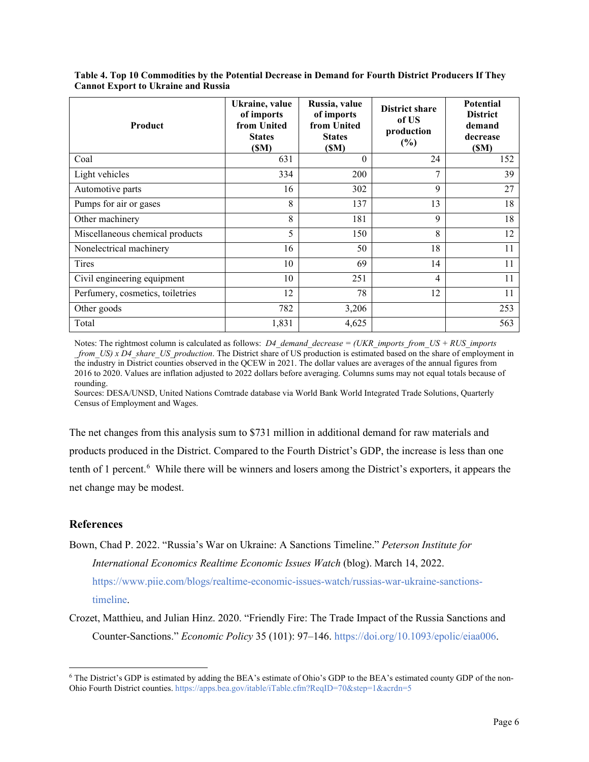**Table 4. Top 10 Commodities by the Potential Decrease in Demand for Fourth District Producers If They Cannot Export to Ukraine and Russia**

| Product | Ukraine, value of imports from United States ($M) | Russia, value of imports from United States ($M) | District share of US production (%) | Potential District demand decrease ($M) |
|---|---|---|---|---|
| Coal | 631 | 0 | 24 | 152 |
| Light vehicles | 334 | 200 | 7 | 39 |
| Automotive parts | 16 | 302 | 9 | 27 |
| Pumps for air or gases | 8 | 137 | 13 | 18 |
| Other machinery | 8 | 181 | 9 | 18 |
| Miscellaneous chemical products | 5 | 150 | 8 | 12 |
| Nonelectrical machinery | 16 | 50 | 18 | 11 |
| Tires | 10 | 69 | 14 | 11 |
| Civil engineering equipment | 10 | 251 | 4 | 11 |
| Perfumery, cosmetics, toiletries | 12 | 78 | 12 | 11 |
| Other goods | 782 | 3,206 | | 253 |
| Total | 1,831 | 4,625 | | 563 |

Notes: The rightmost column is calculated as follows: *D4_demand_decrease = (UKR_imports_from_US + RUS_imports _from_US) x D4_share_US_production*. The District share of US production is estimated based on the share of employment in the industry in District counties observed in the QCEW in 2021. The dollar values are averages of the annual figures from 2016 to 2020. Values are inflation adjusted to 2022 dollars before averaging. Columns sums may not equal totals because of rounding.

Sources: DESA/UNSD, United Nations Comtrade database via World Bank World Integrated Trade Solutions, Quarterly Census of Employment and Wages.

The net changes from this analysis sum to $731 million in additional demand for raw materials and products produced in the District. Compared to the Fourth District's GDP, the increase is less than one tenth of 1 percent.[6] While there will be winners and losers among the District's exporters, it appears the net change may be modest.

## References

Bown, Chad P. 2022. "Russia's War on Ukraine: A Sanctions Timeline." *Peterson Institute for International Economics Realtime Economic Issues Watch* (blog). March 14, 2022. https://www.piie.com/blogs/realtime-economic-issues-watch/russias-war-ukraine-sanctions-timeline.

Crozet, Matthieu, and Julian Hinz. 2020. "Friendly Fire: The Trade Impact of the Russia Sanctions and Counter-Sanctions." *Economic Policy* 35 (101): 97–146. https://doi.org/10.1093/epolic/eiaa006.

---

[6] The District's GDP is estimated by adding the BEA's estimate of Ohio's GDP to the BEA's estimated county GDP of the non-Ohio Fourth District counties. https://apps.bea.gov/itable/iTable.cfm?ReqID=70&step=1&acrdn=5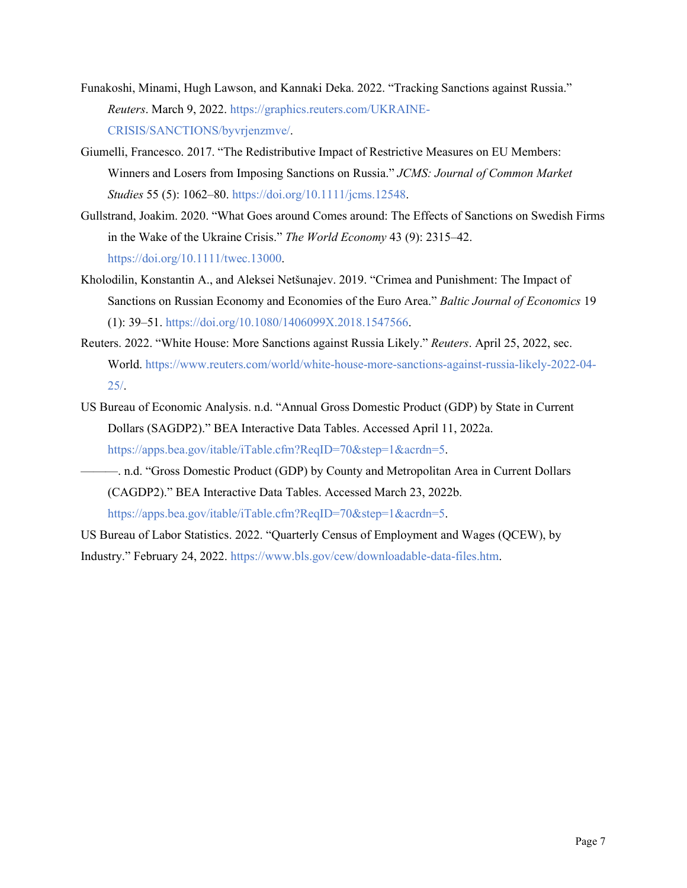Funakoshi, Minami, Hugh Lawson, and Kannaki Deka. 2022. "Tracking Sanctions against Russia." *Reuters*. March 9, 2022. https://graphics.reuters.com/UKRAINE-CRISIS/SANCTIONS/byvrjenzmve/.

Giumelli, Francesco. 2017. "The Redistributive Impact of Restrictive Measures on EU Members: Winners and Losers from Imposing Sanctions on Russia." *JCMS: Journal of Common Market Studies* 55 (5): 1062–80. https://doi.org/10.1111/jcms.12548.

Gullstrand, Joakim. 2020. "What Goes around Comes around: The Effects of Sanctions on Swedish Firms in the Wake of the Ukraine Crisis." *The World Economy* 43 (9): 2315–42. https://doi.org/10.1111/twec.13000.

Kholodilin, Konstantin A., and Aleksei Netšunajev. 2019. "Crimea and Punishment: The Impact of Sanctions on Russian Economy and Economies of the Euro Area." *Baltic Journal of Economics* 19 (1): 39–51. https://doi.org/10.1080/1406099X.2018.1547566.

Reuters. 2022. "White House: More Sanctions against Russia Likely." *Reuters*. April 25, 2022, sec. World. https://www.reuters.com/world/white-house-more-sanctions-against-russia-likely-2022-04-25/.

US Bureau of Economic Analysis. n.d. "Annual Gross Domestic Product (GDP) by State in Current Dollars (SAGDP2)." BEA Interactive Data Tables. Accessed April 11, 2022a. https://apps.bea.gov/itable/iTable.cfm?ReqID=70&step=1&acrdn=5.

———. n.d. "Gross Domestic Product (GDP) by County and Metropolitan Area in Current Dollars (CAGDP2)." BEA Interactive Data Tables. Accessed March 23, 2022b. https://apps.bea.gov/itable/iTable.cfm?ReqID=70&step=1&acrdn=5.

US Bureau of Labor Statistics. 2022. "Quarterly Census of Employment and Wages (QCEW), by Industry." February 24, 2022. https://www.bls.gov/cew/downloadable-data-files.htm.